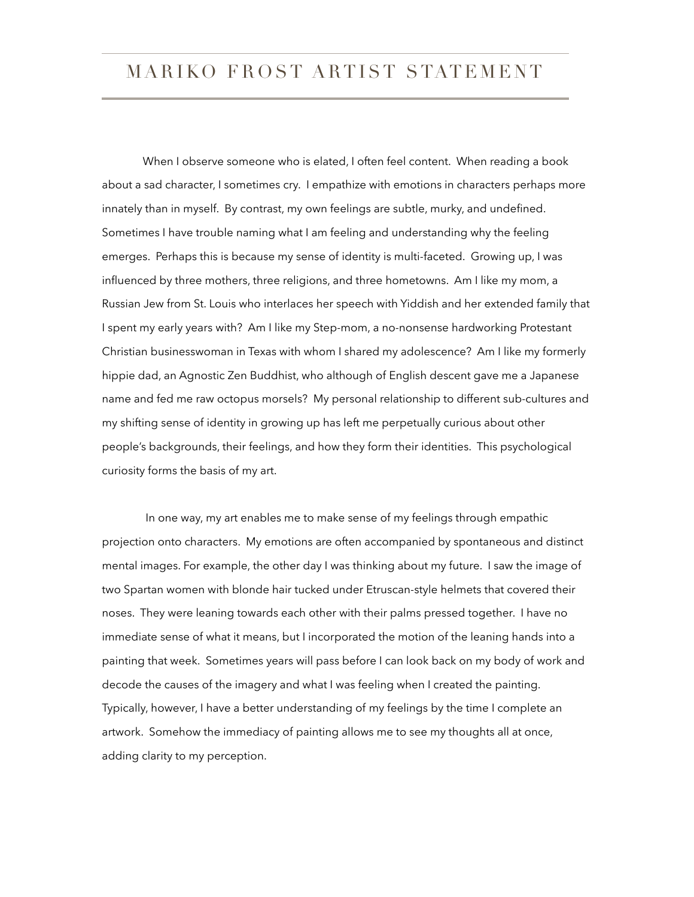# MARIKO FROST ARTIST STATEMENT

When I observe someone who is elated, I often feel content. When reading a book about a sad character, I sometimes cry. I empathize with emotions in characters perhaps more innately than in myself. By contrast, my own feelings are subtle, murky, and undefined. Sometimes I have trouble naming what I am feeling and understanding why the feeling emerges. Perhaps this is because my sense of identity is multi-faceted. Growing up, I was influenced by three mothers, three religions, and three hometowns. Am I like my mom, a Russian Jew from St. Louis who interlaces her speech with Yiddish and her extended family that I spent my early years with? Am I like my Step-mom, a no-nonsense hardworking Protestant Christian businesswoman in Texas with whom I shared my adolescence? Am I like my formerly hippie dad, an Agnostic Zen Buddhist, who although of English descent gave me a Japanese name and fed me raw octopus morsels? My personal relationship to different sub-cultures and my shifting sense of identity in growing up has left me perpetually curious about other people's backgrounds, their feelings, and how they form their identities. This psychological curiosity forms the basis of my art.

In one way, my art enables me to make sense of my feelings through empathic projection onto characters. My emotions are often accompanied by spontaneous and distinct mental images. For example, the other day I was thinking about my future. I saw the image of two Spartan women with blonde hair tucked under Etruscan-style helmets that covered their noses. They were leaning towards each other with their palms pressed together. I have no immediate sense of what it means, but I incorporated the motion of the leaning hands into a painting that week. Sometimes years will pass before I can look back on my body of work and decode the causes of the imagery and what I was feeling when I created the painting. Typically, however, I have a better understanding of my feelings by the time I complete an artwork. Somehow the immediacy of painting allows me to see my thoughts all at once, adding clarity to my perception.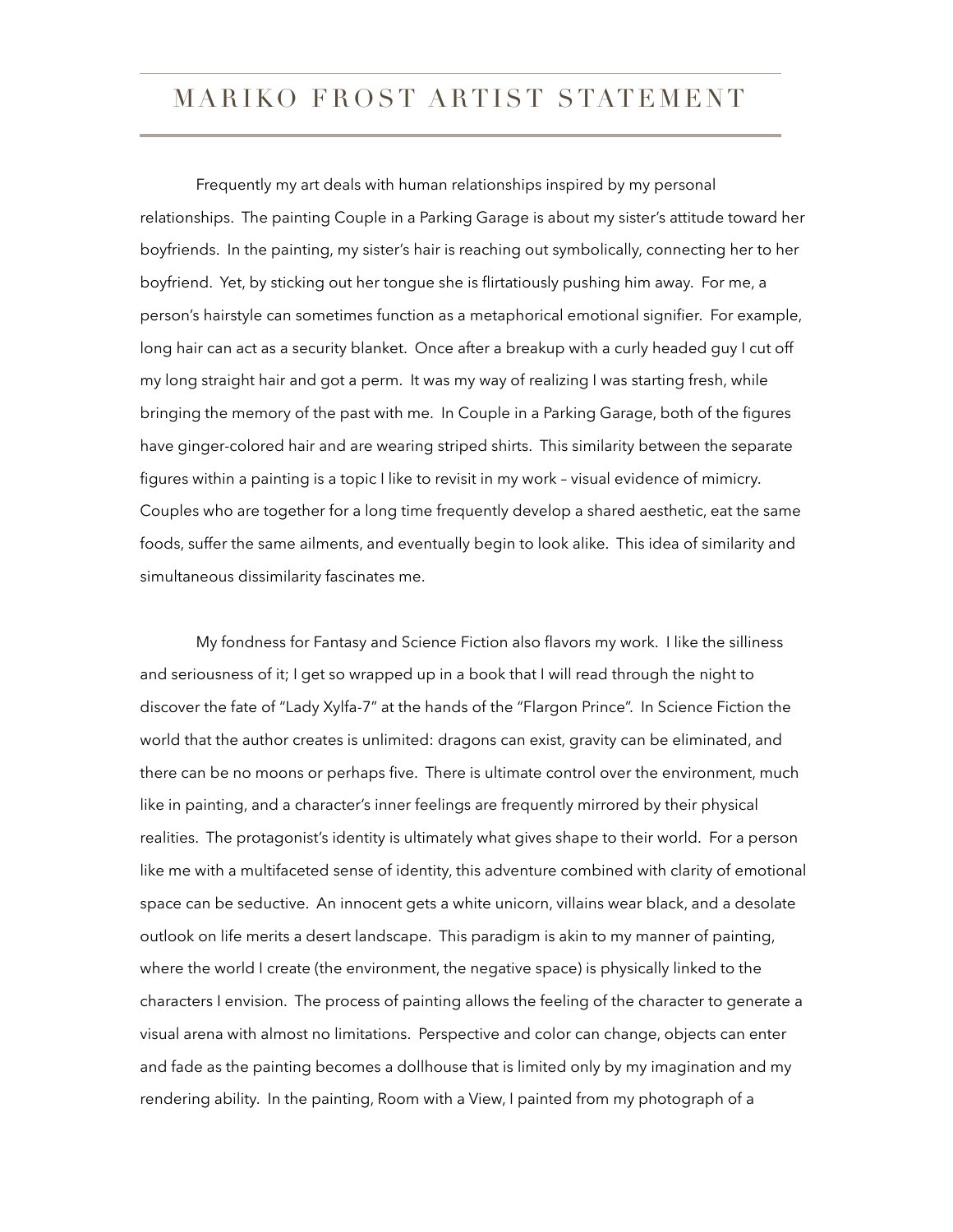# MARIKO FROST ARTIST STATEMENT

Frequently my art deals with human relationships inspired by my personal relationships. The painting Couple in a Parking Garage is about my sister's attitude toward her boyfriends. In the painting, my sister's hair is reaching out symbolically, connecting her to her boyfriend. Yet, by sticking out her tongue she is flirtatiously pushing him away. For me, a person's hairstyle can sometimes function as a metaphorical emotional signifier. For example, long hair can act as a security blanket. Once after a breakup with a curly headed guy I cut off my long straight hair and got a perm. It was my way of realizing I was starting fresh, while bringing the memory of the past with me. In Couple in a Parking Garage, both of the figures have ginger-colored hair and are wearing striped shirts. This similarity between the separate figures within a painting is a topic I like to revisit in my work – visual evidence of mimicry. Couples who are together for a long time frequently develop a shared aesthetic, eat the same foods, suffer the same ailments, and eventually begin to look alike. This idea of similarity and simultaneous dissimilarity fascinates me.

My fondness for Fantasy and Science Fiction also flavors my work. I like the silliness and seriousness of it; I get so wrapped up in a book that I will read through the night to discover the fate of "Lady Xylfa-7" at the hands of the "Flargon Prince". In Science Fiction the world that the author creates is unlimited: dragons can exist, gravity can be eliminated, and there can be no moons or perhaps five. There is ultimate control over the environment, much like in painting, and a character's inner feelings are frequently mirrored by their physical realities. The protagonist's identity is ultimately what gives shape to their world. For a person like me with a multifaceted sense of identity, this adventure combined with clarity of emotional space can be seductive. An innocent gets a white unicorn, villains wear black, and a desolate outlook on life merits a desert landscape. This paradigm is akin to my manner of painting, where the world I create (the environment, the negative space) is physically linked to the characters I envision. The process of painting allows the feeling of the character to generate a visual arena with almost no limitations. Perspective and color can change, objects can enter and fade as the painting becomes a dollhouse that is limited only by my imagination and my rendering ability. In the painting, Room with a View, I painted from my photograph of a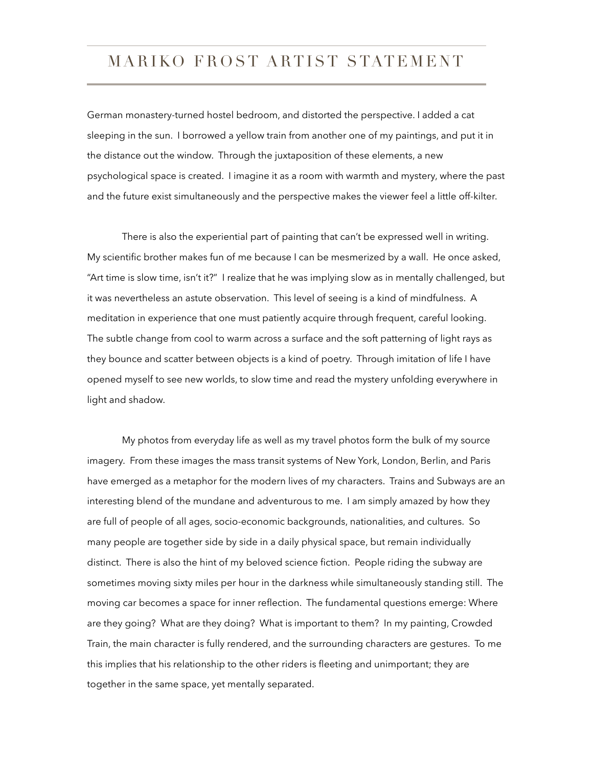# MARIKO FROST ARTIST STATEMENT

German monastery-turned hostel bedroom, and distorted the perspective. I added a cat sleeping in the sun. I borrowed a yellow train from another one of my paintings, and put it in the distance out the window. Through the juxtaposition of these elements, a new psychological space is created. I imagine it as a room with warmth and mystery, where the past and the future exist simultaneously and the perspective makes the viewer feel a little off-kilter.

There is also the experiential part of painting that can't be expressed well in writing. My scientific brother makes fun of me because I can be mesmerized by a wall. He once asked, "Art time is slow time, isn't it?" I realize that he was implying slow as in mentally challenged, but it was nevertheless an astute observation. This level of seeing is a kind of mindfulness. A meditation in experience that one must patiently acquire through frequent, careful looking. The subtle change from cool to warm across a surface and the soft patterning of light rays as they bounce and scatter between objects is a kind of poetry. Through imitation of life I have opened myself to see new worlds, to slow time and read the mystery unfolding everywhere in light and shadow.

My photos from everyday life as well as my travel photos form the bulk of my source imagery. From these images the mass transit systems of New York, London, Berlin, and Paris have emerged as a metaphor for the modern lives of my characters. Trains and Subways are an interesting blend of the mundane and adventurous to me. I am simply amazed by how they are full of people of all ages, socio-economic backgrounds, nationalities, and cultures. So many people are together side by side in a daily physical space, but remain individually distinct. There is also the hint of my beloved science fiction. People riding the subway are sometimes moving sixty miles per hour in the darkness while simultaneously standing still. The moving car becomes a space for inner reflection. The fundamental questions emerge: Where are they going? What are they doing? What is important to them? In my painting, Crowded Train, the main character is fully rendered, and the surrounding characters are gestures. To me this implies that his relationship to the other riders is fleeting and unimportant; they are together in the same space, yet mentally separated.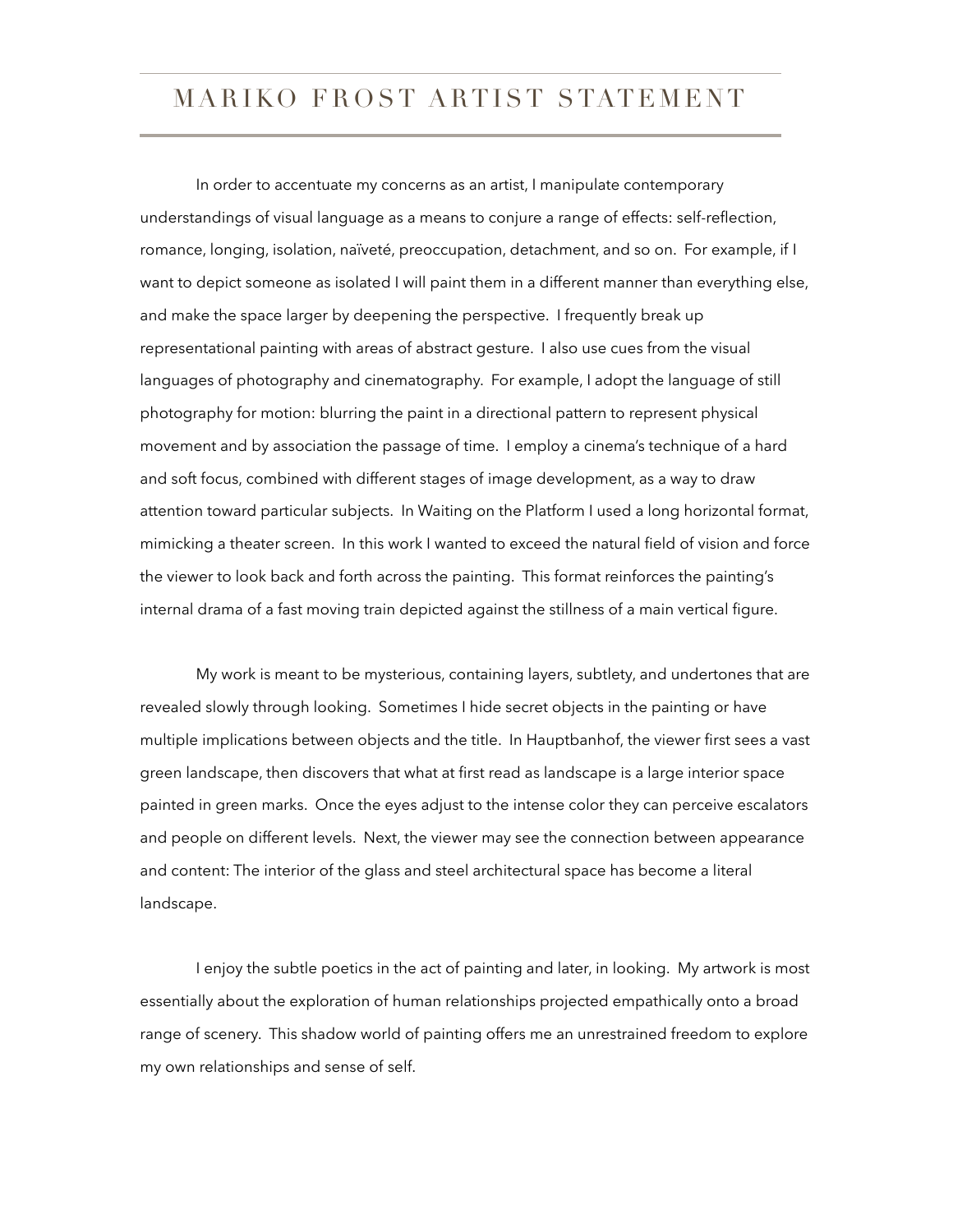# MARIKO FROST ARTIST STATEMENT

In order to accentuate my concerns as an artist, I manipulate contemporary understandings of visual language as a means to conjure a range of effects: self-reflection, romance, longing, isolation, naïveté, preoccupation, detachment, and so on. For example, if I want to depict someone as isolated I will paint them in a different manner than everything else, and make the space larger by deepening the perspective. I frequently break up representational painting with areas of abstract gesture. I also use cues from the visual languages of photography and cinematography. For example, I adopt the language of still photography for motion: blurring the paint in a directional pattern to represent physical movement and by association the passage of time. I employ a cinema's technique of a hard and soft focus, combined with different stages of image development, as a way to draw attention toward particular subjects. In Waiting on the Platform I used a long horizontal format, mimicking a theater screen. In this work I wanted to exceed the natural field of vision and force the viewer to look back and forth across the painting. This format reinforces the painting's internal drama of a fast moving train depicted against the stillness of a main vertical figure.

My work is meant to be mysterious, containing layers, subtlety, and undertones that are revealed slowly through looking. Sometimes I hide secret objects in the painting or have multiple implications between objects and the title. In Hauptbanhof, the viewer first sees a vast green landscape, then discovers that what at first read as landscape is a large interior space painted in green marks. Once the eyes adjust to the intense color they can perceive escalators and people on different levels. Next, the viewer may see the connection between appearance and content: The interior of the glass and steel architectural space has become a literal landscape.

I enjoy the subtle poetics in the act of painting and later, in looking. My artwork is most essentially about the exploration of human relationships projected empathically onto a broad range of scenery. This shadow world of painting offers me an unrestrained freedom to explore my own relationships and sense of self.